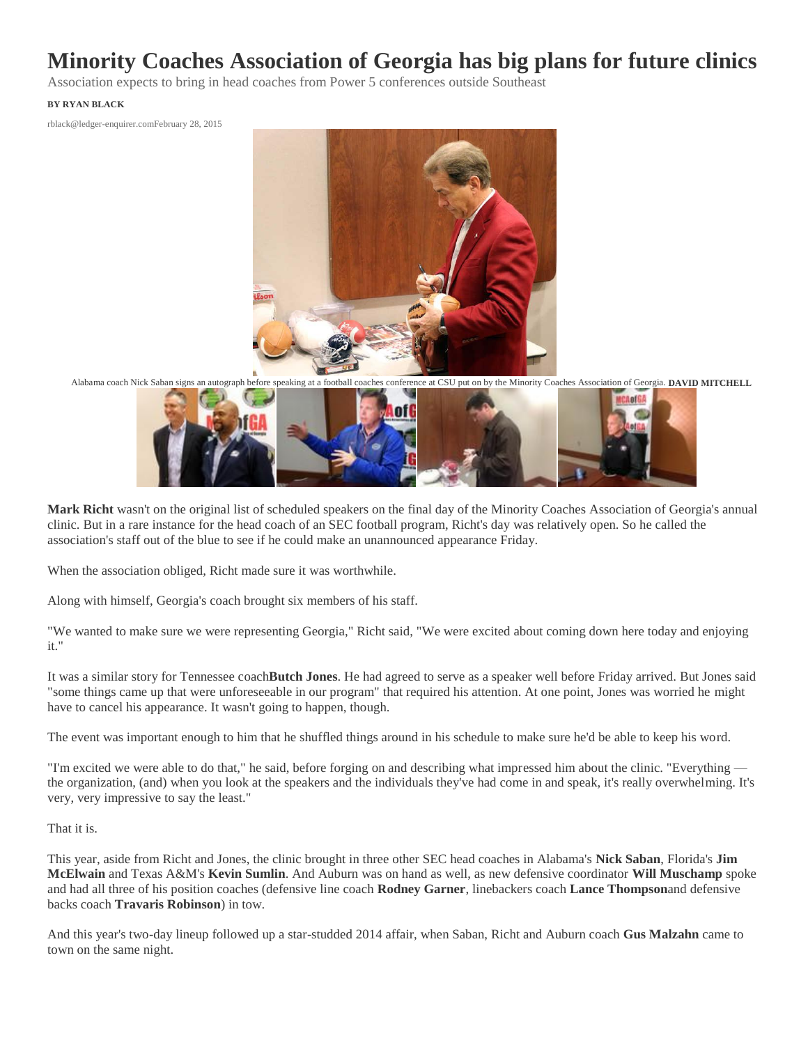# Minority Coaches Association of Georgia has big plans for future clinics

Association expects to bring in head coaches from Power 5 conferences outside Southeast

**BY RYAN BLACK**

rblack@ledger-enquirer.com February 28, 2015

Alabama coach Nick Saban signs an autograph before speaking at a football coaches conference at CSU put on by the Minority Coaches Association of Georgia. **DAVID MITCHELL**

**Mark Richt** wasn't on the original list of scheduled speakers on the final day of the Minority Coaches Association of Georgia's annual clinic. But in a rare instance for the head coach of an SEC football program, Richt's day was relatively open. So he called the association's staff out of the blue to see if he could make an unannounced appearance Friday.

When the association obliged, Richt made sure it was worthwhile.

Along with himself, Georgia's coach brought six members of his staff.

"We wanted to make sure we were representing Georgia," Richt said, "We were excited about coming down here today and enjoying it."

It was a similar story for Tennessee coach **Butch Jones**. He had agreed to serve as a speaker well before Friday arrived. But Jones said "some things came up that were unforeseeable in our program" that required his attention. At one point, Jones was worried he might have to cancel his appearance. It wasn't going to happen, though.

The event was important enough to him that he shuffled things around in his schedule to make sure he'd be able to keep his word.

"I'm excited we were able to do that," he said, before forging on and describing what impressed him about the clinic. "Everything — the organization, (and) when you look at the speakers and the individuals they've had come in and speak, it's really overwhelming. It's very, very impressive to say the least."

That it is.

This year, aside from Richt and Jones, the clinic brought in three other SEC head coaches in Alabama's **Nick Saban**, Florida's **Jim McElwain** and Texas A&M's **Kevin Sumlin**. And Auburn was on hand as well, as new defensive coordinator **Will Muschamp** spoke and had all three of his position coaches (defensive line coach **Rodney Garner**, linebackers coach **Lance Thompson** and defensive backs coach **Travaris Robinson**) in tow.

And this year's two-day lineup followed up a star-studded 2014 affair, when Saban, Richt and Auburn coach **Gus Malzahn** came to town on the same night.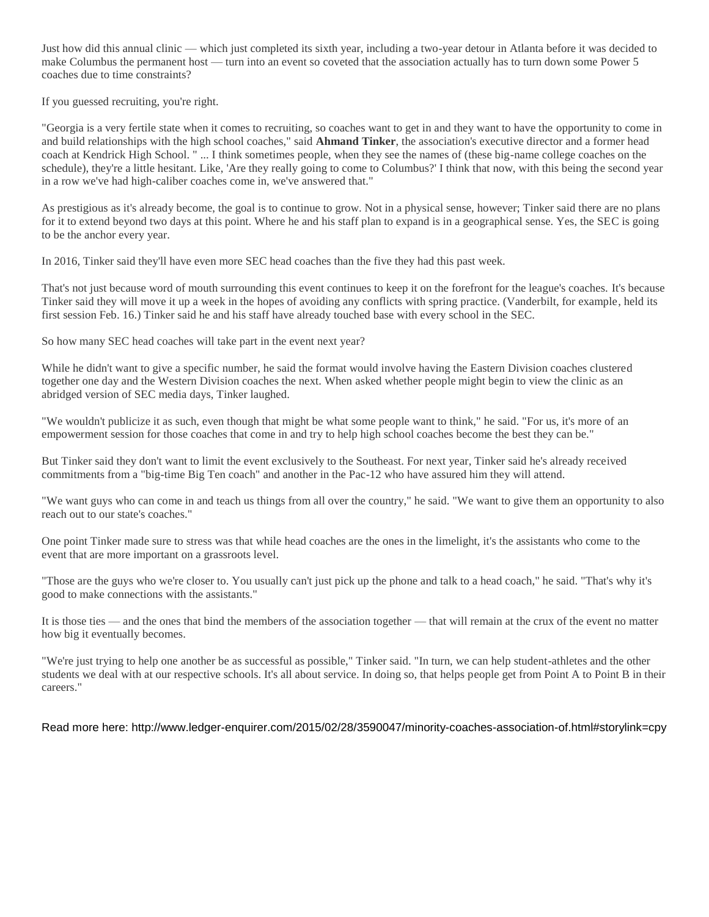Just how did this annual clinic — which just completed its sixth year, including a two-year detour in Atlanta before it was decided to make Columbus the permanent host — turn into an event so coveted that the association actually has to turn down some Power 5 coaches due to time constraints?

If you guessed recruiting, you're right.

"Georgia is a very fertile state when it comes to recruiting, so coaches want to get in and they want to have the opportunity to come in and build relationships with the high school coaches," said **Ahmand Tinker**, the association's executive director and a former head coach at Kendrick High School. " ... I think sometimes people, when they see the names of (these big-name college coaches on the schedule), they're a little hesitant. Like, 'Are they really going to come to Columbus?' I think that now, with this being the second year in a row we've had high-caliber coaches come in, we've answered that."

As prestigious as it's already become, the goal is to continue to grow. Not in a physical sense, however; Tinker said there are no plans for it to extend beyond two days at this point. Where he and his staff plan to expand is in a geographical sense. Yes, the SEC is going to be the anchor every year.

In 2016, Tinker said they'll have even more SEC head coaches than the five they had this past week.

That's not just because word of mouth surrounding this event continues to keep it on the forefront for the league's coaches. It's because Tinker said they will move it up a week in the hopes of avoiding any conflicts with spring practice. (Vanderbilt, for example, held its first session Feb. 16.) Tinker said he and his staff have already touched base with every school in the SEC.

So how many SEC head coaches will take part in the event next year?

While he didn't want to give a specific number, he said the format would involve having the Eastern Division coaches clustered together one day and the Western Division coaches the next. When asked whether people might begin to view the clinic as an abridged version of SEC media days, Tinker laughed.

"We wouldn't publicize it as such, even though that might be what some people want to think," he said. "For us, it's more of an empowerment session for those coaches that come in and try to help high school coaches become the best they can be."

But Tinker said they don't want to limit the event exclusively to the Southeast. For next year, Tinker said he's already received commitments from a "big-time Big Ten coach" and another in the Pac-12 who have assured him they will attend.

"We want guys who can come in and teach us things from all over the country," he said. "We want to give them an opportunity to also reach out to our state's coaches."

One point Tinker made sure to stress was that while head coaches are the ones in the limelight, it's the assistants who come to the event that are more important on a grassroots level.

"Those are the guys who we're closer to. You usually can't just pick up the phone and talk to a head coach," he said. "That's why it's good to make connections with the assistants."

It is those ties — and the ones that bind the members of the association together — that will remain at the crux of the event no matter how big it eventually becomes.

"We're just trying to help one another be as successful as possible," Tinker said. "In turn, we can help student-athletes and the other students we deal with at our respective schools. It's all about service. In doing so, that helps people get from Point A to Point B in their careers."

Read more here: http://www.ledger-enquirer.com/2015/02/28/3590047/minority-coaches-association-of.html#storylink=cpy